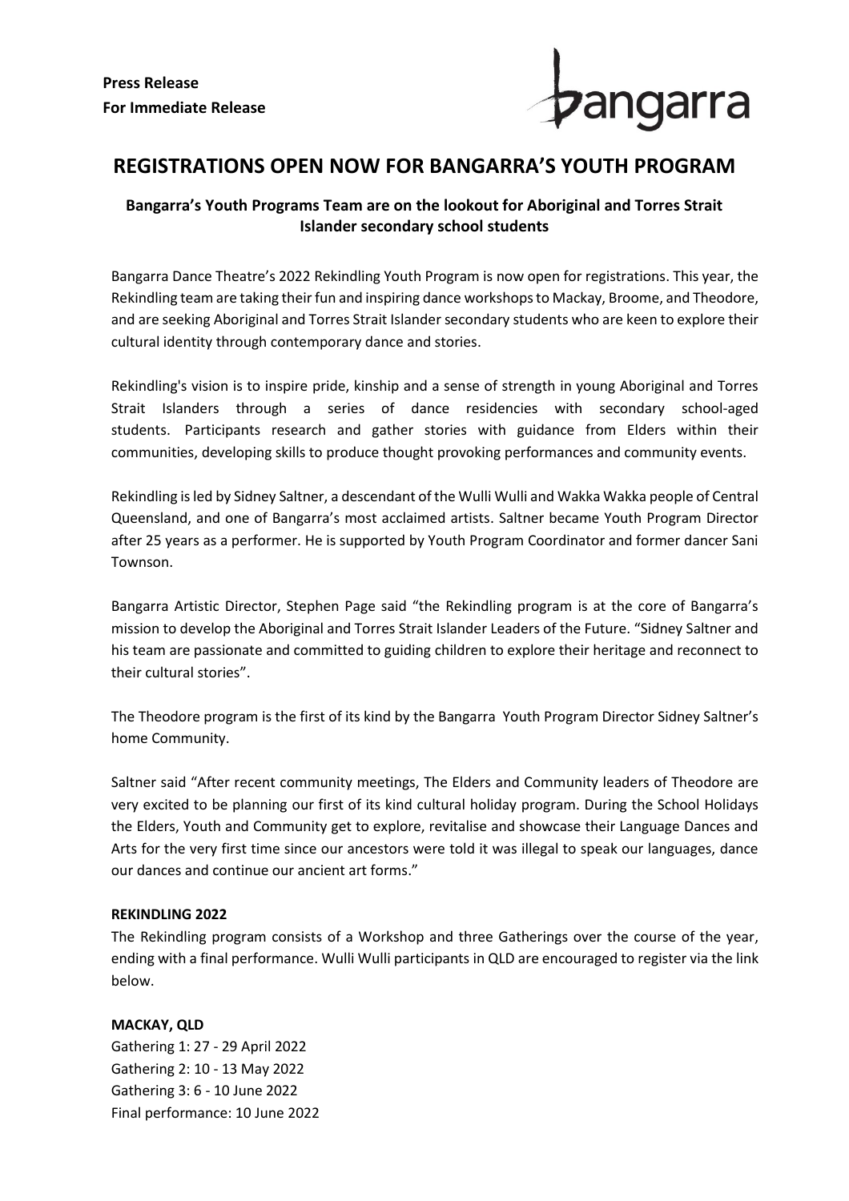**Press Release**
**For Immediate Release**

bangarra

# REGISTRATIONS OPEN NOW FOR BANGARRA'S YOUTH PROGRAM

### Bangarra's Youth Programs Team are on the lookout for Aboriginal and Torres Strait Islander secondary school students

Bangarra Dance Theatre's 2022 Rekindling Youth Program is now open for registrations. This year, the Rekindling team are taking their fun and inspiring dance workshops to Mackay, Broome, and Theodore, and are seeking Aboriginal and Torres Strait Islander secondary students who are keen to explore their cultural identity through contemporary dance and stories.

Rekindling's vision is to inspire pride, kinship and a sense of strength in young Aboriginal and Torres Strait Islanders through a series of dance residencies with secondary school-aged students. Participants research and gather stories with guidance from Elders within their communities, developing skills to produce thought provoking performances and community events.

Rekindling is led by Sidney Saltner, a descendant of the Wulli Wulli and Wakka Wakka people of Central Queensland, and one of Bangarra's most acclaimed artists. Saltner became Youth Program Director after 25 years as a performer. He is supported by Youth Program Coordinator and former dancer Sani Townson.

Bangarra Artistic Director, Stephen Page said "the Rekindling program is at the core of Bangarra's mission to develop the Aboriginal and Torres Strait Islander Leaders of the Future. "Sidney Saltner and his team are passionate and committed to guiding children to explore their heritage and reconnect to their cultural stories".

The Theodore program is the first of its kind by the Bangarra Youth Program Director Sidney Saltner's home Community.

Saltner said "After recent community meetings, The Elders and Community leaders of Theodore are very excited to be planning our first of its kind cultural holiday program. During the School Holidays the Elders, Youth and Community get to explore, revitalise and showcase their Language Dances and Arts for the very first time since our ancestors were told it was illegal to speak our languages, dance our dances and continue our ancient art forms."

**REKINDLING 2022**

The Rekindling program consists of a Workshop and three Gatherings over the course of the year, ending with a final performance. Wulli Wulli participants in QLD are encouraged to register via the link below.

**MACKAY, QLD**

Gathering 1: 27 - 29 April 2022
Gathering 2: 10 - 13 May 2022
Gathering 3: 6 - 10 June 2022
Final performance: 10 June 2022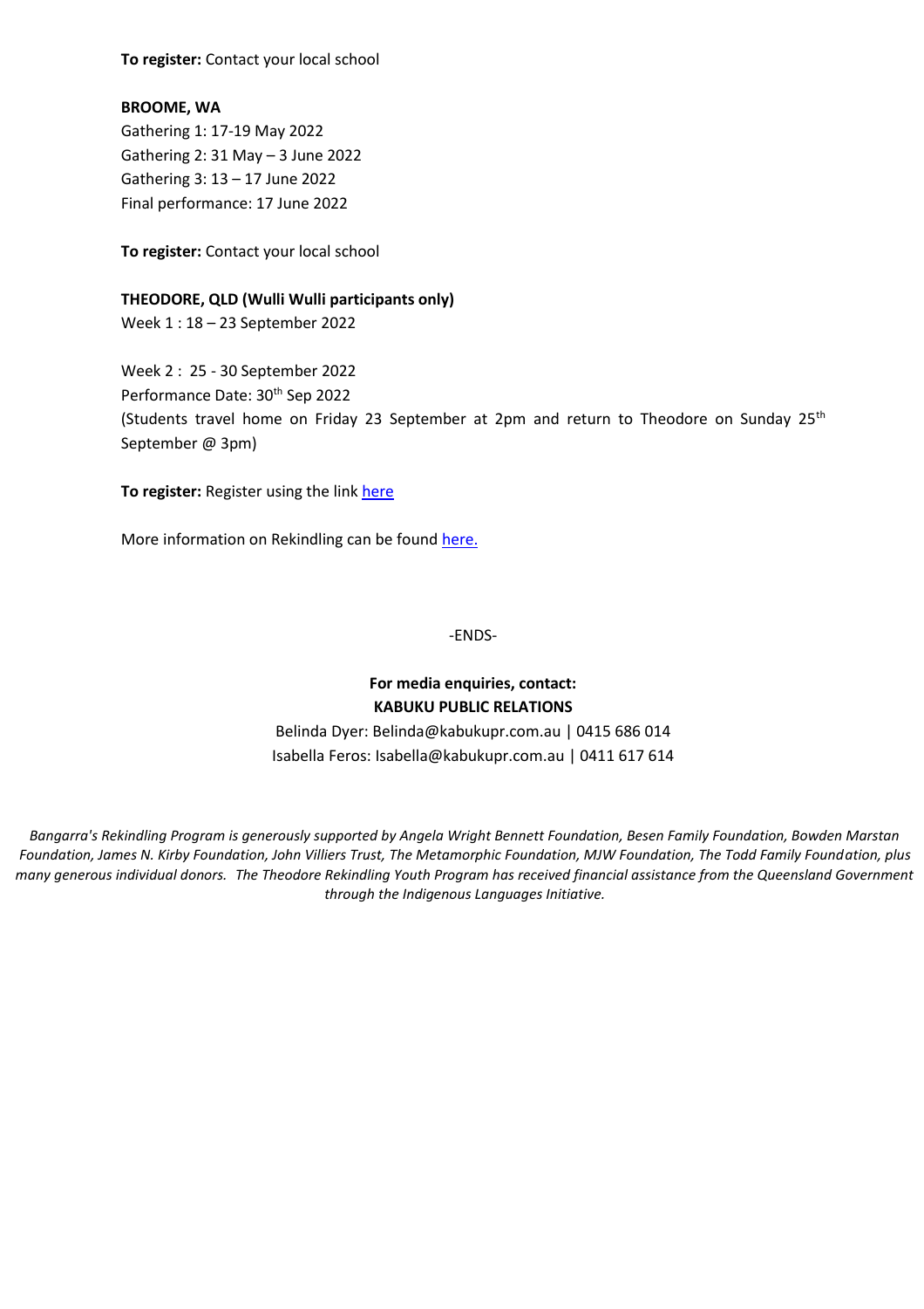**To register:** Contact your local school

**BROOME, WA**
Gathering 1: 17-19 May 2022
Gathering 2: 31 May – 3 June 2022
Gathering 3: 13 – 17 June 2022
Final performance: 17 June 2022

**To register:** Contact your local school

**THEODORE, QLD (Wulli Wulli participants only)**
Week 1 : 18 – 23 September 2022

Week 2 : 25 - 30 September 2022
Performance Date: 30th Sep 2022
(Students travel home on Friday 23 September at 2pm and return to Theodore on Sunday 25th September @ 3pm)

**To register:** Register using the link here

More information on Rekindling can be found here.

-ENDS-

**For media enquiries, contact:**
**KABUKU PUBLIC RELATIONS**
Belinda Dyer: Belinda@kabukupr.com.au | 0415 686 014
Isabella Feros: Isabella@kabukupr.com.au | 0411 617 614

*Bangarra's Rekindling Program is generously supported by Angela Wright Bennett Foundation, Besen Family Foundation, Bowden Marstan Foundation, James N. Kirby Foundation, John Villiers Trust, The Metamorphic Foundation, MJW Foundation, The Todd Family Foundation, plus many generous individual donors. The Theodore Rekindling Youth Program has received financial assistance from the Queensland Government through the Indigenous Languages Initiative.*